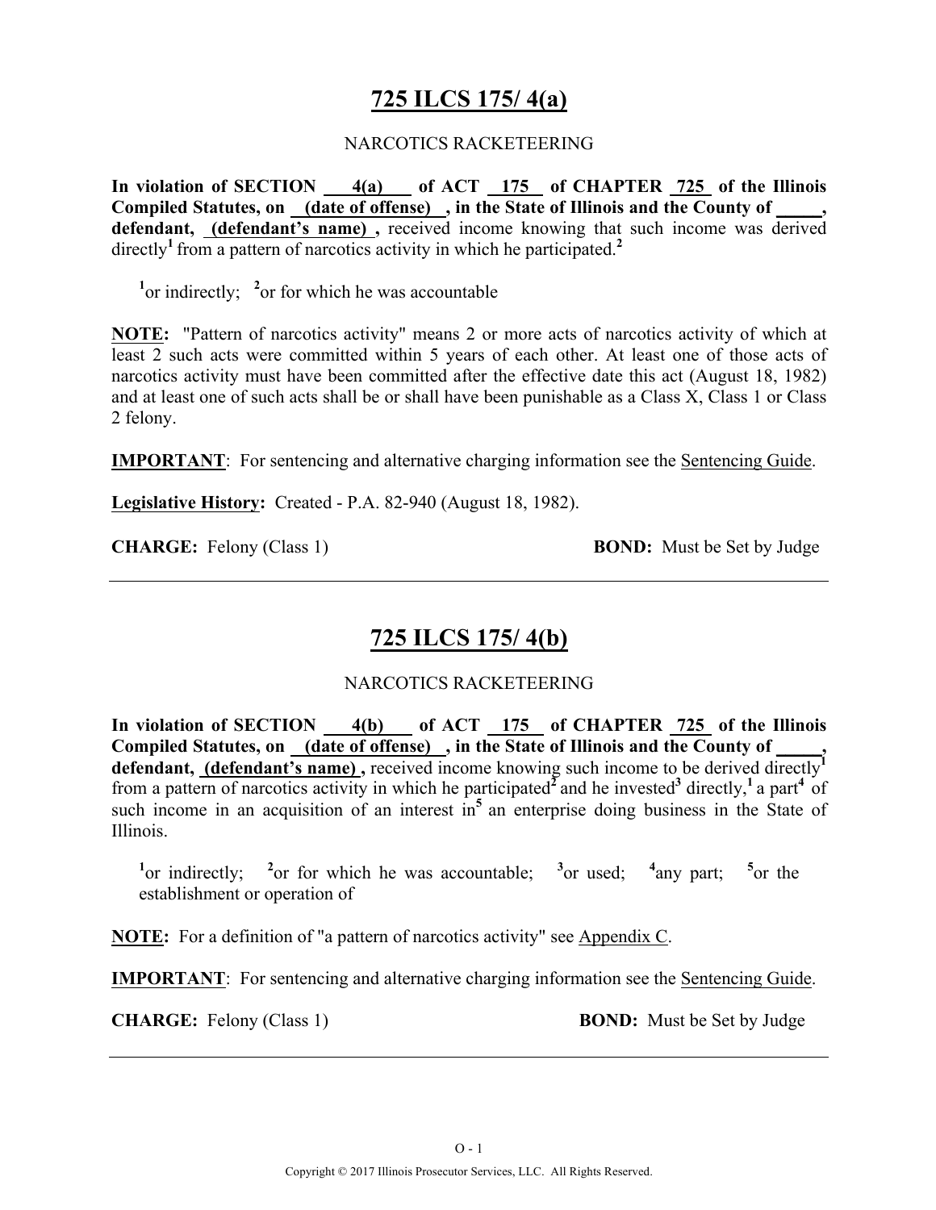# 725 ILCS 175/ 4(a)

NARCOTICS RACKETEERING

**In violation of SECTION 4(a) of ACT 175 of CHAPTER 725 of the Illinois Compiled Statutes, on (date of offense), in the State of Illinois and the County of _____, defendant, (defendant's name),** received income knowing that such income was derived directly[1] from a pattern of narcotics activity in which he participated.[2]

[1]or indirectly; [2]or for which he was accountable

**NOTE:** "Pattern of narcotics activity" means 2 or more acts of narcotics activity of which at least 2 such acts were committed within 5 years of each other. At least one of those acts of narcotics activity must have been committed after the effective date this act (August 18, 1982) and at least one of such acts shall be or shall have been punishable as a Class X, Class 1 or Class 2 felony.

**IMPORTANT**: For sentencing and alternative charging information see the Sentencing Guide.

**Legislative History:** Created - P.A. 82-940 (August 18, 1982).

**CHARGE:** Felony (Class 1) **BOND:** Must be Set by Judge

---

# 725 ILCS 175/ 4(b)

NARCOTICS RACKETEERING

**In violation of SECTION 4(b) of ACT 175 of CHAPTER 725 of the Illinois Compiled Statutes, on (date of offense), in the State of Illinois and the County of _____, defendant, (defendant's name),** received income knowing such income to be derived directly[1] from a pattern of narcotics activity in which he participated[2] and he invested[3] directly,[1] a part[4] of such income in an acquisition of an interest in[5] an enterprise doing business in the State of Illinois.

[1]or indirectly; [2]or for which he was accountable; [3]or used; [4]any part; [5]or the establishment or operation of

**NOTE:** For a definition of "a pattern of narcotics activity" see Appendix C.

**IMPORTANT**: For sentencing and alternative charging information see the Sentencing Guide.

**CHARGE:** Felony (Class 1) **BOND:** Must be Set by Judge

Copyright © 2017 Illinois Prosecutor Services, LLC. All Rights Reserved.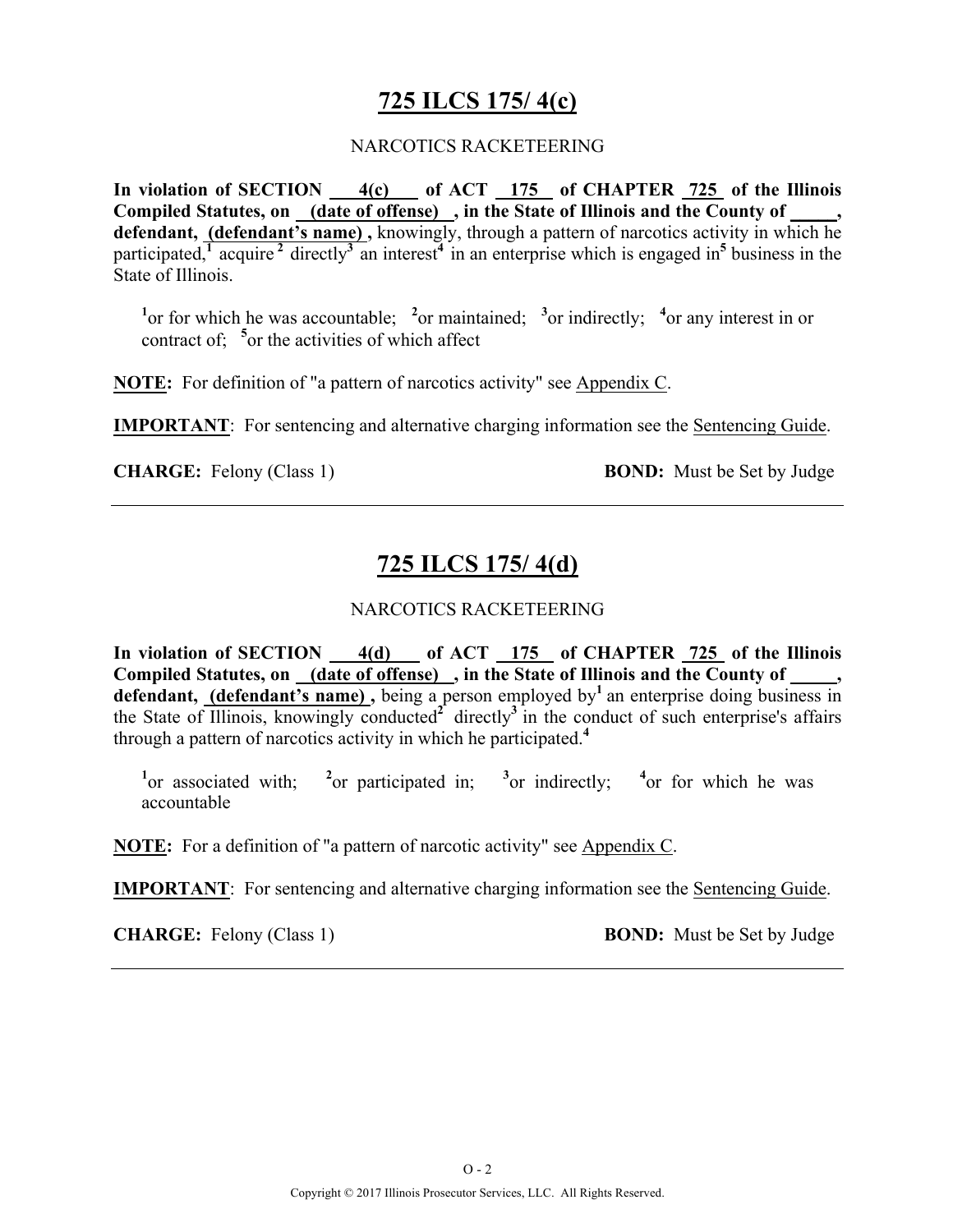## 725 ILCS 175/ 4(c)

NARCOTICS RACKETEERING

**In violation of SECTION 4(c) of ACT 175 of CHAPTER 725 of the Illinois Compiled Statutes, on (date of offense) , in the State of Illinois and the County of _____, defendant, (defendant's name) ,** knowingly, through a pattern of narcotics activity in which he participated,[1] acquire[2] directly[3] an interest[4] in an enterprise which is engaged in[5] business in the State of Illinois.

[1]or for which he was accountable; [2]or maintained; [3]or indirectly; [4]or any interest in or contract of; [5]or the activities of which affect

**NOTE:** For definition of "a pattern of narcotics activity" see Appendix C.

**IMPORTANT**: For sentencing and alternative charging information see the Sentencing Guide.

**CHARGE:** Felony (Class 1) **BOND:** Must be Set by Judge

---

## 725 ILCS 175/ 4(d)

NARCOTICS RACKETEERING

**In violation of SECTION 4(d) of ACT 175 of CHAPTER 725 of the Illinois Compiled Statutes, on (date of offense) , in the State of Illinois and the County of _____, defendant, (defendant's name) ,** being a person employed by[1] an enterprise doing business in the State of Illinois, knowingly conducted[2] directly[3] in the conduct of such enterprise's affairs through a pattern of narcotics activity in which he participated.[4]

[1]or associated with; [2]or participated in; [3]or indirectly; [4]or for which he was accountable

**NOTE:** For a definition of "a pattern of narcotic activity" see Appendix C.

**IMPORTANT**: For sentencing and alternative charging information see the Sentencing Guide.

**CHARGE:** Felony (Class 1) **BOND:** Must be Set by Judge

---

O - 2

Copyright © 2017 Illinois Prosecutor Services, LLC. All Rights Reserved.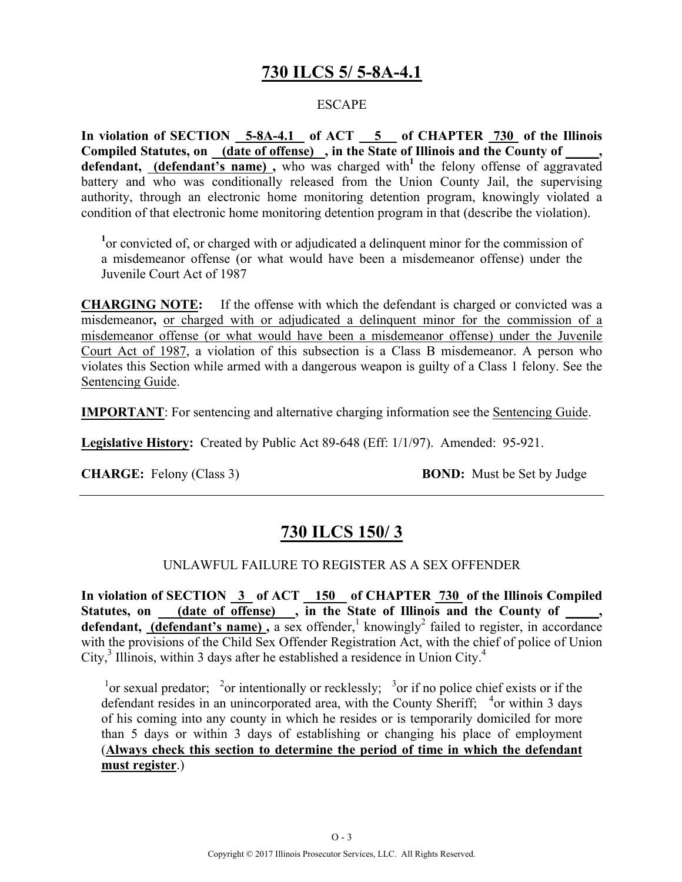## 730 ILCS 5/ 5-8A-4.1

ESCAPE

**In violation of SECTION 5-8A-4.1 of ACT 5 of CHAPTER 730 of the Illinois Compiled Statutes, on (date of offense) , in the State of Illinois and the County of _____, defendant, (defendant's name) ,** who was charged with[1] the felony offense of aggravated battery and who was conditionally released from the Union County Jail, the supervising authority, through an electronic home monitoring detention program, knowingly violated a condition of that electronic home monitoring detention program in that (describe the violation).

[1]or convicted of, or charged with or adjudicated a delinquent minor for the commission of a misdemeanor offense (or what would have been a misdemeanor offense) under the Juvenile Court Act of 1987

**CHARGING NOTE:** If the offense with which the defendant is charged or convicted was a misdemeanor**,** or charged with or adjudicated a delinquent minor for the commission of a misdemeanor offense (or what would have been a misdemeanor offense) under the Juvenile Court Act of 1987, a violation of this subsection is a Class B misdemeanor. A person who violates this Section while armed with a dangerous weapon is guilty of a Class 1 felony. See the Sentencing Guide.

**IMPORTANT**: For sentencing and alternative charging information see the Sentencing Guide.

**Legislative History:** Created by Public Act 89-648 (Eff: 1/1/97). Amended: 95-921.

**CHARGE:** Felony (Class 3) **BOND:** Must be Set by Judge

---

## 730 ILCS 150/ 3

UNLAWFUL FAILURE TO REGISTER AS A SEX OFFENDER

**In violation of SECTION 3 of ACT 150 of CHAPTER 730 of the Illinois Compiled Statutes, on (date of offense) , in the State of Illinois and the County of _____, defendant, (defendant's name) ,** a sex offender,[1] knowingly[2] failed to register, in accordance with the provisions of the Child Sex Offender Registration Act, with the chief of police of Union City,[3] Illinois, within 3 days after he established a residence in Union City.[4]

[1]or sexual predator; [2]or intentionally or recklessly; [3]or if no police chief exists or if the defendant resides in an unincorporated area, with the County Sheriff; [4]or within 3 days of his coming into any county in which he resides or is temporarily domiciled for more than 5 days or within 3 days of establishing or changing his place of employment (**Always check this section to determine the period of time in which the defendant must register**.)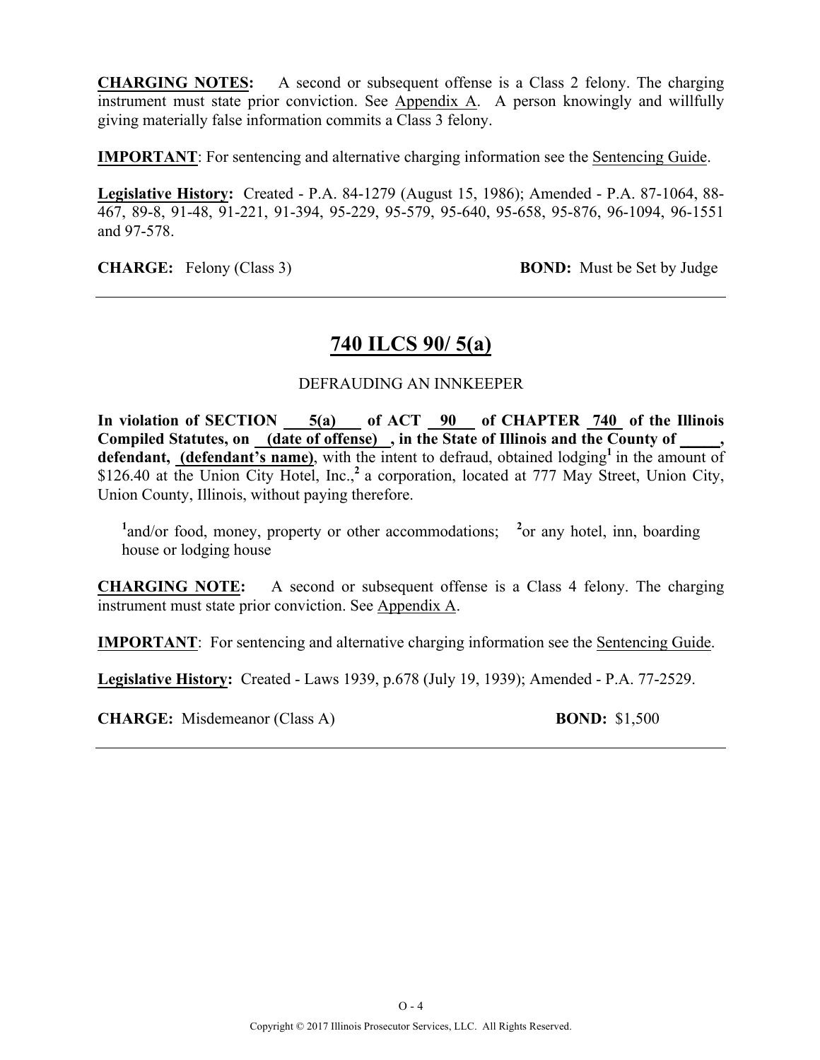**CHARGING NOTES:** A second or subsequent offense is a Class 2 felony. The charging instrument must state prior conviction. See Appendix A. A person knowingly and willfully giving materially false information commits a Class 3 felony.

**IMPORTANT**: For sentencing and alternative charging information see the Sentencing Guide.

**Legislative History:** Created - P.A. 84-1279 (August 15, 1986); Amended - P.A. 87-1064, 88-467, 89-8, 91-48, 91-221, 91-394, 95-229, 95-579, 95-640, 95-658, 95-876, 96-1094, 96-1551 and 97-578.

**CHARGE:** Felony (Class 3) **BOND:** Must be Set by Judge

---

## 740 ILCS 90/ 5(a)

DEFRAUDING AN INNKEEPER

**In violation of SECTION 5(a) of ACT 90 of CHAPTER 740 of the Illinois Compiled Statutes, on (date of offense), in the State of Illinois and the County of \_\_\_\_\_, defendant, (defendant's name)**, with the intent to defraud, obtained lodging[1] in the amount of $126.40 at the Union City Hotel, Inc.,[2] a corporation, located at 777 May Street, Union City, Union County, Illinois, without paying therefore.

[1]and/or food, money, property or other accommodations; [2]or any hotel, inn, boarding house or lodging house

**CHARGING NOTE:** A second or subsequent offense is a Class 4 felony. The charging instrument must state prior conviction. See Appendix A.

**IMPORTANT**: For sentencing and alternative charging information see the Sentencing Guide.

**Legislative History:** Created - Laws 1939, p.678 (July 19, 1939); Amended - P.A. 77-2529.

**CHARGE:** Misdemeanor (Class A) **BOND:** $1,500

---

Copyright © 2017 Illinois Prosecutor Services, LLC. All Rights Reserved.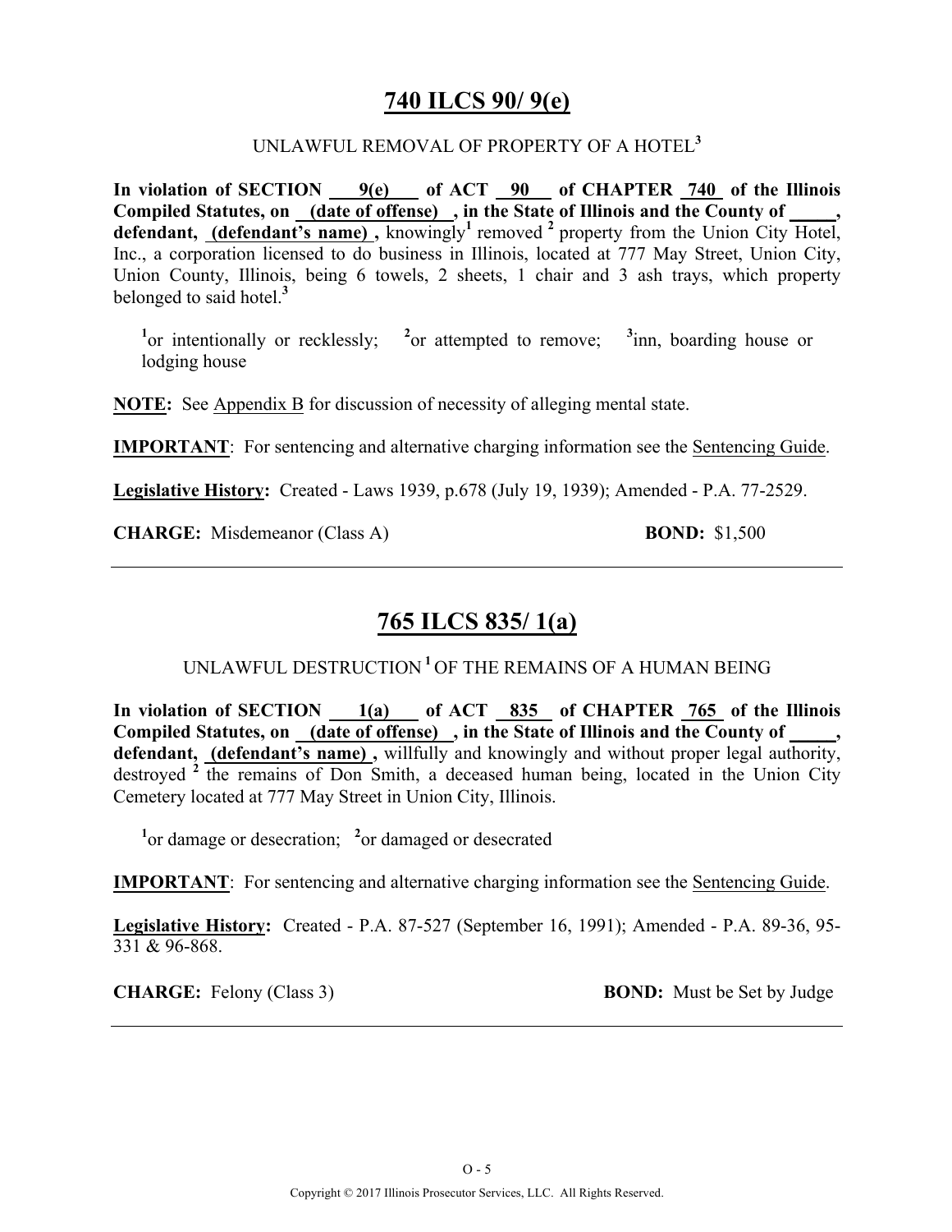# 740 ILCS 90/ 9(e)

UNLAWFUL REMOVAL OF PROPERTY OF A HOTEL[3]

**In violation of SECTION 9(e) of ACT 90 of CHAPTER 740 of the Illinois Compiled Statutes, on (date of offense) , in the State of Illinois and the County of \_\_\_\_\_, defendant, (defendant's name) ,** knowingly[1] removed [2] property from the Union City Hotel, Inc., a corporation licensed to do business in Illinois, located at 777 May Street, Union City, Union County, Illinois, being 6 towels, 2 sheets, 1 chair and 3 ash trays, which property belonged to said hotel.[3]

[1]or intentionally or recklessly; [2]or attempted to remove; [3]inn, boarding house or lodging house

**NOTE:** See Appendix B for discussion of necessity of alleging mental state.

**IMPORTANT**: For sentencing and alternative charging information see the Sentencing Guide.

**Legislative History:** Created - Laws 1939, p.678 (July 19, 1939); Amended - P.A. 77-2529.

**CHARGE:** Misdemeanor (Class A) **BOND:** $1,500

---

# 765 ILCS 835/ 1(a)

UNLAWFUL DESTRUCTION [1] OF THE REMAINS OF A HUMAN BEING

**In violation of SECTION 1(a) of ACT 835 of CHAPTER 765 of the Illinois Compiled Statutes, on (date of offense) , in the State of Illinois and the County of \_\_\_\_\_, defendant, (defendant's name) ,** willfully and knowingly and without proper legal authority, destroyed [2] the remains of Don Smith, a deceased human being, located in the Union City Cemetery located at 777 May Street in Union City, Illinois.

[1]or damage or desecration; [2]or damaged or desecrated

**IMPORTANT**: For sentencing and alternative charging information see the Sentencing Guide.

**Legislative History:** Created - P.A. 87-527 (September 16, 1991); Amended - P.A. 89-36, 95-331 & 96-868.

**CHARGE:** Felony (Class 3) **BOND:** Must be Set by Judge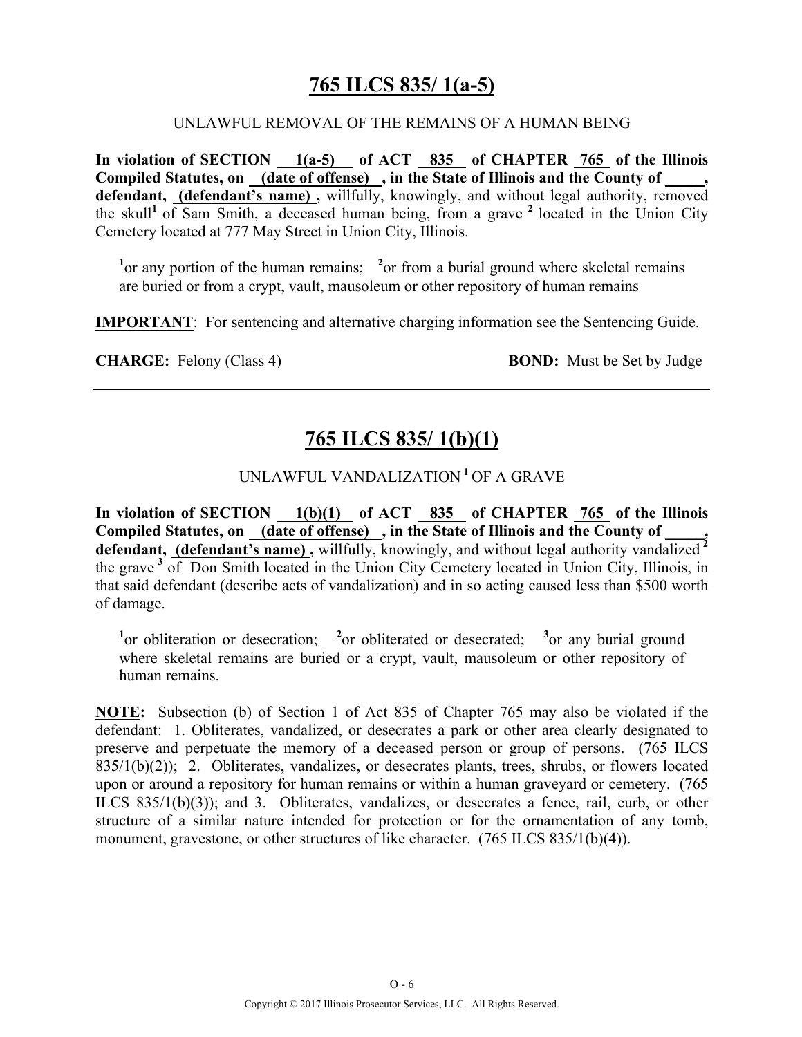# 765 ILCS 835/ 1(a-5)

UNLAWFUL REMOVAL OF THE REMAINS OF A HUMAN BEING

**In violation of SECTION 1(a-5) of ACT 835 of CHAPTER 765 of the Illinois Compiled Statutes, on (date of offense), in the State of Illinois and the County of _____, defendant, (defendant's name),** willfully, knowingly, and without legal authority, removed the skull[1] of Sam Smith, a deceased human being, from a grave [2] located in the Union City Cemetery located at 777 May Street in Union City, Illinois.

[1]or any portion of the human remains; [2]or from a burial ground where skeletal remains are buried or from a crypt, vault, mausoleum or other repository of human remains

**IMPORTANT**: For sentencing and alternative charging information see the Sentencing Guide.

**CHARGE:** Felony (Class 4) **BOND:** Must be Set by Judge

---

# 765 ILCS 835/ 1(b)(1)

UNLAWFUL VANDALIZATION [1] OF A GRAVE

**In violation of SECTION 1(b)(1) of ACT 835 of CHAPTER 765 of the Illinois Compiled Statutes, on (date of offense), in the State of Illinois and the County of _____, defendant, (defendant's name),** willfully, knowingly, and without legal authority vandalized [2] the grave [3] of Don Smith located in the Union City Cemetery located in Union City, Illinois, in that said defendant (describe acts of vandalization) and in so acting caused less than $500 worth of damage.

[1]or obliteration or desecration; [2]or obliterated or desecrated; [3]or any burial ground where skeletal remains are buried or a crypt, vault, mausoleum or other repository of human remains.

**NOTE:** Subsection (b) of Section 1 of Act 835 of Chapter 765 may also be violated if the defendant: 1. Obliterates, vandalized, or desecrates a park or other area clearly designated to preserve and perpetuate the memory of a deceased person or group of persons. (765 ILCS 835/1(b)(2)); 2. Obliterates, vandalizes, or desecrates plants, trees, shrubs, or flowers located upon or around a repository for human remains or within a human graveyard or cemetery. (765 ILCS 835/1(b)(3)); and 3. Obliterates, vandalizes, or desecrates a fence, rail, curb, or other structure of a similar nature intended for protection or for the ornamentation of any tomb, monument, gravestone, or other structures of like character. (765 ILCS 835/1(b)(4)).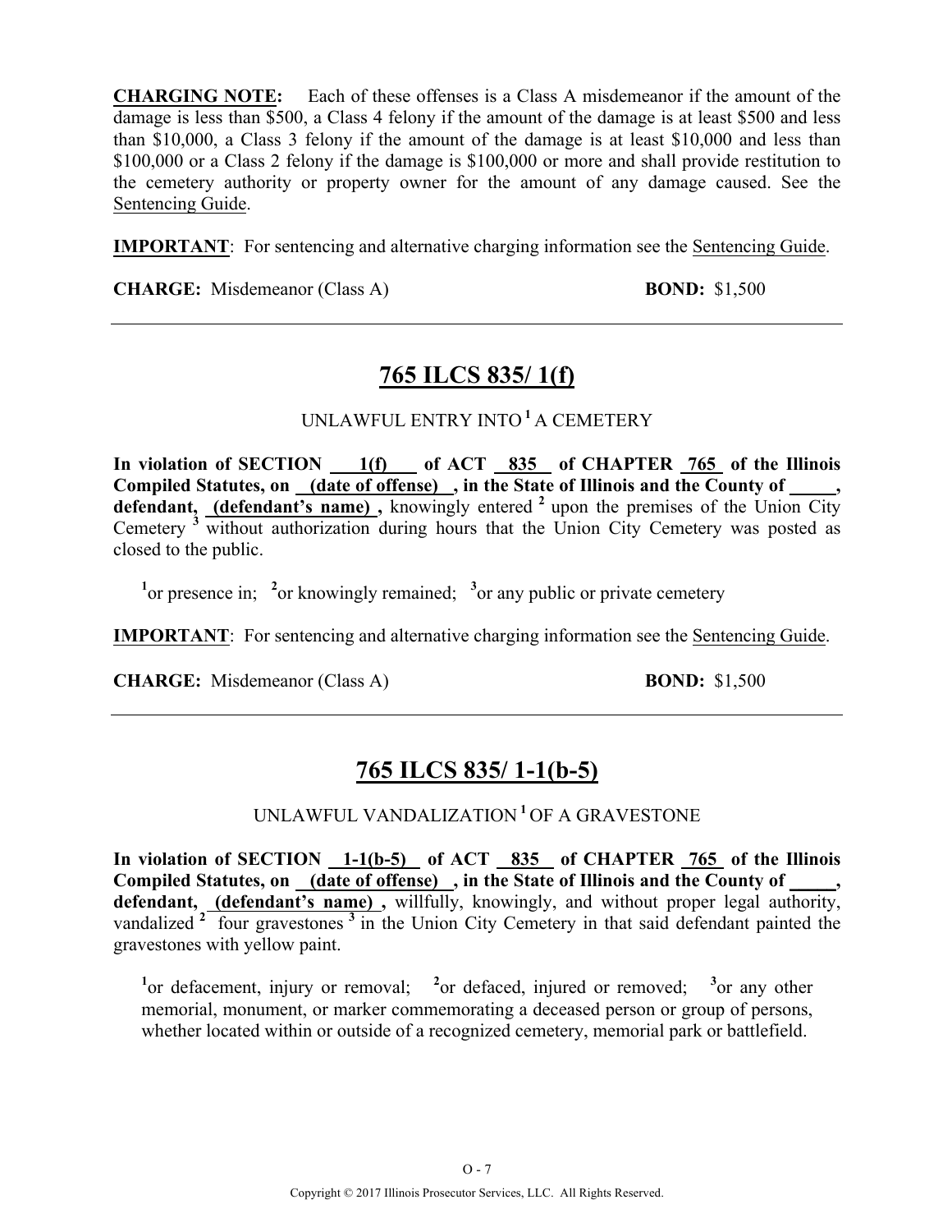**CHARGING NOTE:** Each of these offenses is a Class A misdemeanor if the amount of the damage is less than $500, a Class 4 felony if the amount of the damage is at least $500 and less than $10,000, a Class 3 felony if the amount of the damage is at least $10,000 and less than $100,000 or a Class 2 felony if the damage is $100,000 or more and shall provide restitution to the cemetery authority or property owner for the amount of any damage caused. See the Sentencing Guide.

**IMPORTANT**: For sentencing and alternative charging information see the Sentencing Guide.

**CHARGE:** Misdemeanor (Class A) **BOND:** $1,500

---

## 765 ILCS 835/ 1(f)

UNLAWFUL ENTRY INTO[1] A CEMETERY

**In violation of SECTION 1(f) of ACT 835 of CHAPTER 765 of the Illinois Compiled Statutes, on (date of offense) , in the State of Illinois and the County of _____, defendant, (defendant's name) ,** knowingly entered[2] upon the premises of the Union City Cemetery[3] without authorization during hours that the Union City Cemetery was posted as closed to the public.

[1]or presence in; [2]or knowingly remained; [3]or any public or private cemetery

**IMPORTANT**: For sentencing and alternative charging information see the Sentencing Guide.

**CHARGE:** Misdemeanor (Class A) **BOND:** $1,500

---

## 765 ILCS 835/ 1-1(b-5)

UNLAWFUL VANDALIZATION[1] OF A GRAVESTONE

**In violation of SECTION 1-1(b-5) of ACT 835 of CHAPTER 765 of the Illinois Compiled Statutes, on (date of offense) , in the State of Illinois and the County of _____, defendant, (defendant's name) ,** willfully, knowingly, and without proper legal authority, vandalized[2] four gravestones[3] in the Union City Cemetery in that said defendant painted the gravestones with yellow paint.

[1]or defacement, injury or removal; [2]or defaced, injured or removed; [3]or any other memorial, monument, or marker commemorating a deceased person or group of persons, whether located within or outside of a recognized cemetery, memorial park or battlefield.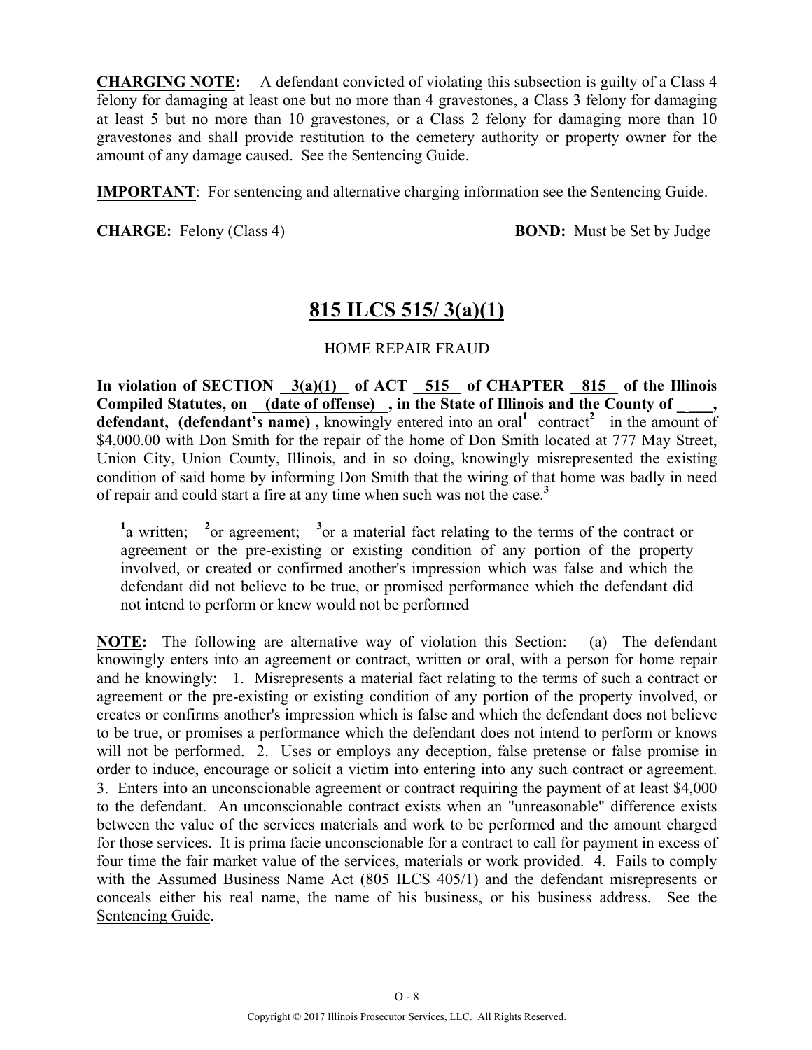**CHARGING NOTE:** A defendant convicted of violating this subsection is guilty of a Class 4 felony for damaging at least one but no more than 4 gravestones, a Class 3 felony for damaging at least 5 but no more than 10 gravestones, or a Class 2 felony for damaging more than 10 gravestones and shall provide restitution to the cemetery authority or property owner for the amount of any damage caused. See the Sentencing Guide.

**IMPORTANT**: For sentencing and alternative charging information see the Sentencing Guide.

**CHARGE:** Felony (Class 4) **BOND:** Must be Set by Judge

---

## 815 ILCS 515/ 3(a)(1)

HOME REPAIR FRAUD

**In violation of SECTION 3(a)(1) of ACT 515 of CHAPTER 815 of the Illinois Compiled Statutes, on (date of offense), in the State of Illinois and the County of \_\_\_\_, defendant, (defendant's name),** knowingly entered into an oral[1] contract[2] in the amount of $4,000.00 with Don Smith for the repair of the home of Don Smith located at 777 May Street, Union City, Union County, Illinois, and in so doing, knowingly misrepresented the existing condition of said home by informing Don Smith that the wiring of that home was badly in need of repair and could start a fire at any time when such was not the case.[3]

[1]a written; [2]or agreement; [3]or a material fact relating to the terms of the contract or agreement or the pre-existing or existing condition of any portion of the property involved, or created or confirmed another's impression which was false and which the defendant did not believe to be true, or promised performance which the defendant did not intend to perform or knew would not be performed

**NOTE:** The following are alternative way of violation this Section: (a) The defendant knowingly enters into an agreement or contract, written or oral, with a person for home repair and he knowingly: 1. Misrepresents a material fact relating to the terms of such a contract or agreement or the pre-existing or existing condition of any portion of the property involved, or creates or confirms another's impression which is false and which the defendant does not believe to be true, or promises a performance which the defendant does not intend to perform or knows will not be performed. 2. Uses or employs any deception, false pretense or false promise in order to induce, encourage or solicit a victim into entering into any such contract or agreement. 3. Enters into an unconscionable agreement or contract requiring the payment of at least $4,000 to the defendant. An unconscionable contract exists when an "unreasonable" difference exists between the value of the services materials and work to be performed and the amount charged for those services. It is prima facie unconscionable for a contract to call for payment in excess of four time the fair market value of the services, materials or work provided. 4. Fails to comply with the Assumed Business Name Act (805 ILCS 405/1) and the defendant misrepresents or conceals either his real name, the name of his business, or his business address. See the Sentencing Guide.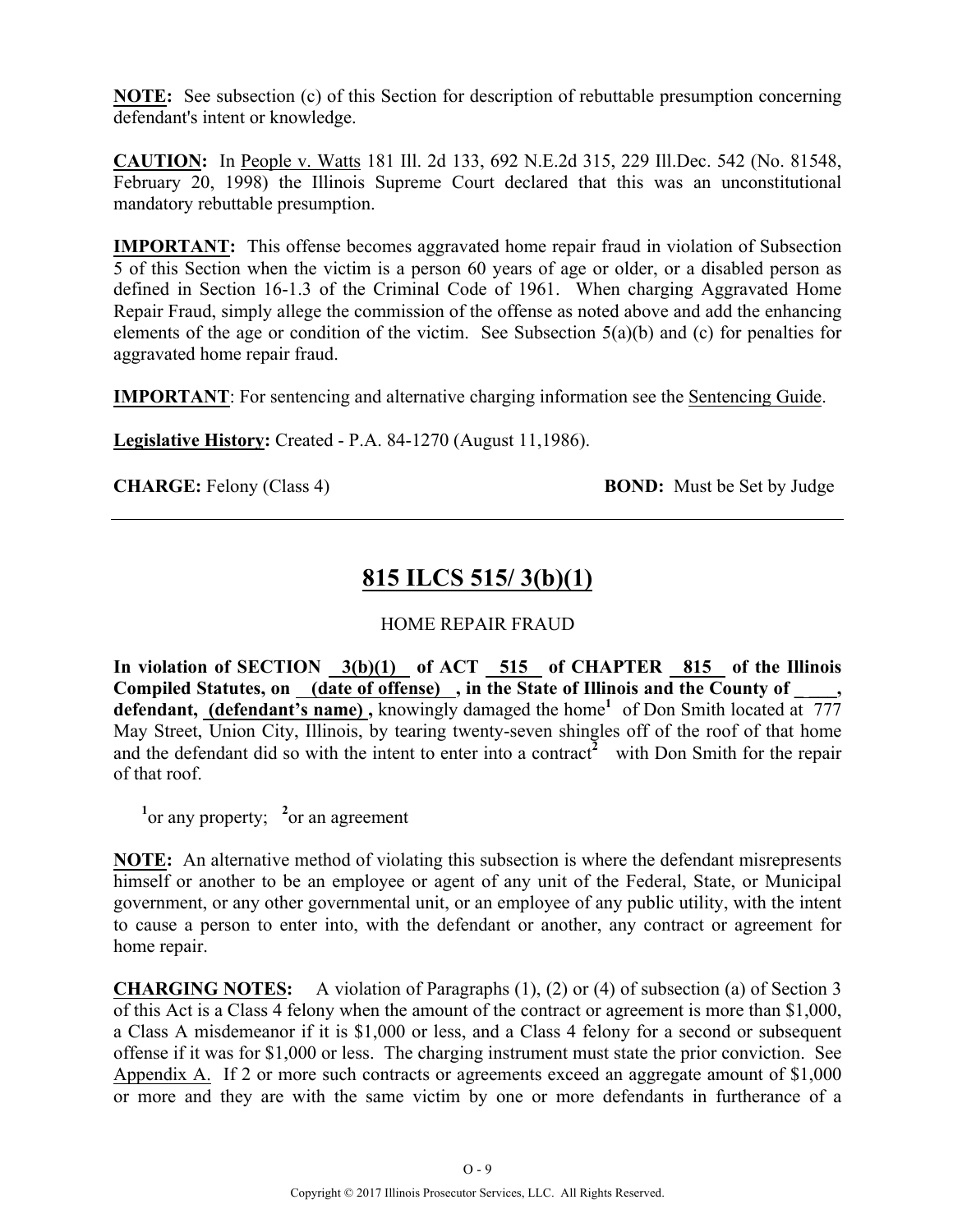**NOTE:** See subsection (c) of this Section for description of rebuttable presumption concerning defendant's intent or knowledge.

**CAUTION:** In People v. Watts 181 Ill. 2d 133, 692 N.E.2d 315, 229 Ill.Dec. 542 (No. 81548, February 20, 1998) the Illinois Supreme Court declared that this was an unconstitutional mandatory rebuttable presumption.

**IMPORTANT:** This offense becomes aggravated home repair fraud in violation of Subsection 5 of this Section when the victim is a person 60 years of age or older, or a disabled person as defined in Section 16-1.3 of the Criminal Code of 1961. When charging Aggravated Home Repair Fraud, simply allege the commission of the offense as noted above and add the enhancing elements of the age or condition of the victim. See Subsection 5(a)(b) and (c) for penalties for aggravated home repair fraud.

**IMPORTANT**: For sentencing and alternative charging information see the Sentencing Guide.

**Legislative History:** Created - P.A. 84-1270 (August 11,1986).

**CHARGE:** Felony (Class 4) **BOND:** Must be Set by Judge

---

## 815 ILCS 515/ 3(b)(1)

HOME REPAIR FRAUD

**In violation of SECTION 3(b)(1) of ACT 515 of CHAPTER 815 of the Illinois Compiled Statutes, on (date of offense), in the State of Illinois and the County of \_\_\_\_, defendant, (defendant's name),** knowingly damaged the home[1] of Don Smith located at 777 May Street, Union City, Illinois, by tearing twenty-seven shingles off of the roof of that home and the defendant did so with the intent to enter into a contract[2] with Don Smith for the repair of that roof.

[1]or any property; [2]or an agreement

**NOTE:** An alternative method of violating this subsection is where the defendant misrepresents himself or another to be an employee or agent of any unit of the Federal, State, or Municipal government, or any other governmental unit, or an employee of any public utility, with the intent to cause a person to enter into, with the defendant or another, any contract or agreement for home repair.

**CHARGING NOTES:** A violation of Paragraphs (1), (2) or (4) of subsection (a) of Section 3 of this Act is a Class 4 felony when the amount of the contract or agreement is more than $1,000, a Class A misdemeanor if it is $1,000 or less, and a Class 4 felony for a second or subsequent offense if it was for $1,000 or less. The charging instrument must state the prior conviction. See Appendix A. If 2 or more such contracts or agreements exceed an aggregate amount of $1,000 or more and they are with the same victim by one or more defendants in furtherance of a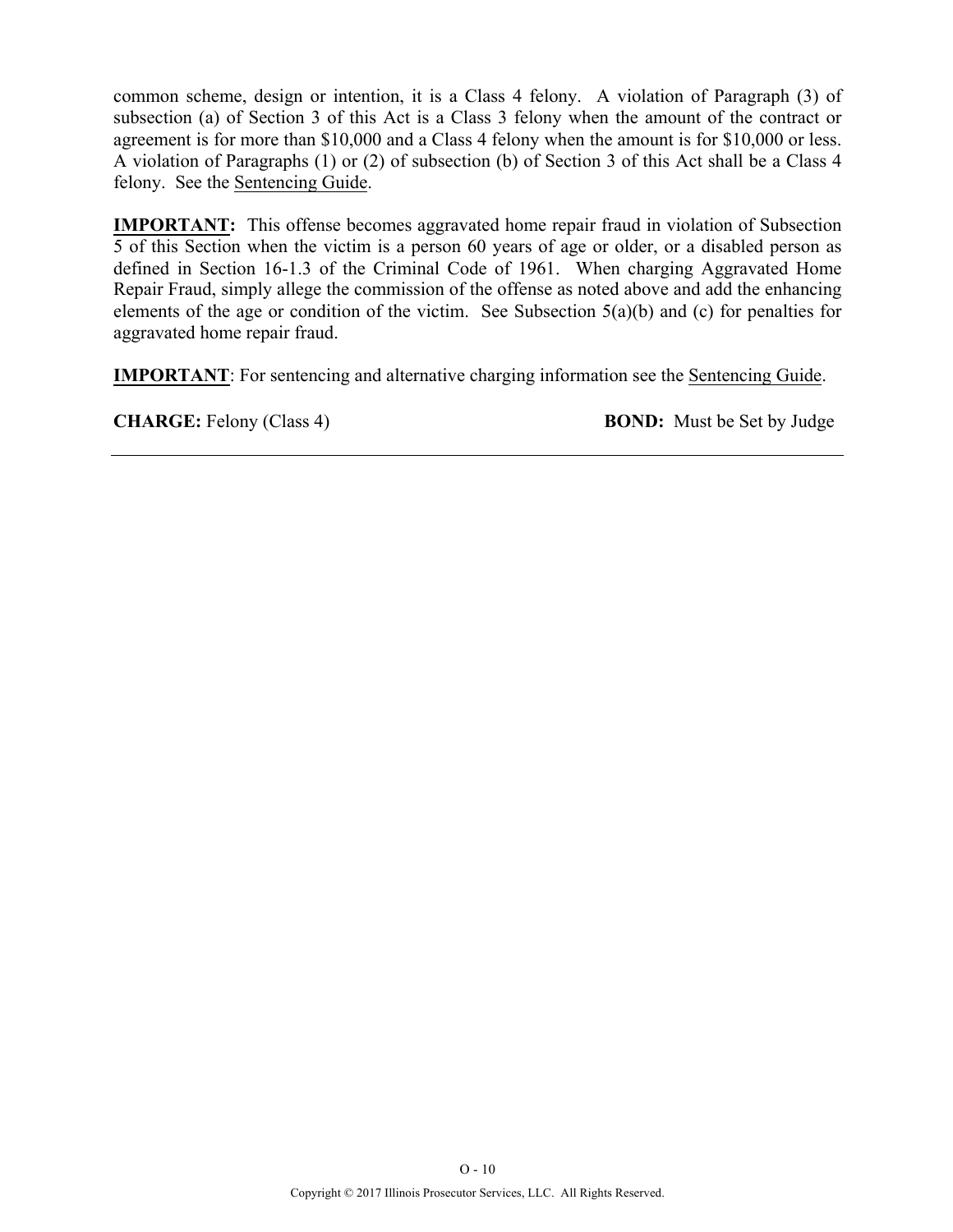common scheme, design or intention, it is a Class 4 felony. A violation of Paragraph (3) of subsection (a) of Section 3 of this Act is a Class 3 felony when the amount of the contract or agreement is for more than $10,000 and a Class 4 felony when the amount is for $10,000 or less. A violation of Paragraphs (1) or (2) of subsection (b) of Section 3 of this Act shall be a Class 4 felony. See the Sentencing Guide.

**IMPORTANT:** This offense becomes aggravated home repair fraud in violation of Subsection 5 of this Section when the victim is a person 60 years of age or older, or a disabled person as defined in Section 16-1.3 of the Criminal Code of 1961. When charging Aggravated Home Repair Fraud, simply allege the commission of the offense as noted above and add the enhancing elements of the age or condition of the victim. See Subsection 5(a)(b) and (c) for penalties for aggravated home repair fraud.

**IMPORTANT**: For sentencing and alternative charging information see the Sentencing Guide.

**CHARGE:** Felony (Class 4) **BOND:** Must be Set by Judge

---

O - 10

Copyright © 2017 Illinois Prosecutor Services, LLC. All Rights Reserved.